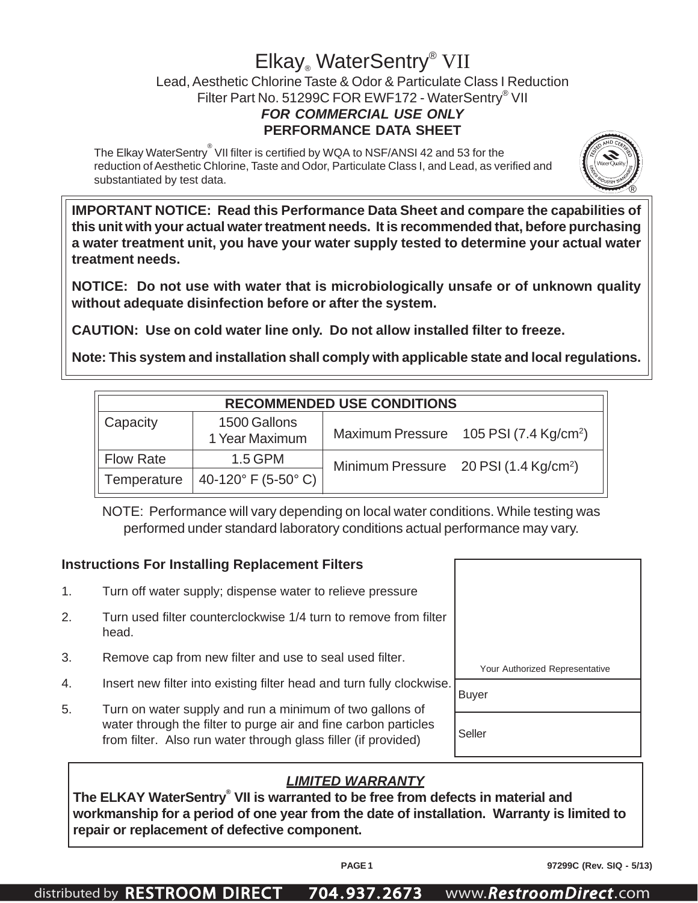# Elkay® WaterSentry® VII

Lead, Aesthetic Chlorine Taste & Odor & Particulate Class I Reduction
Filter Part No. 51299C FOR EWF172 - WaterSentry® VII

***FOR COMMERCIAL USE ONLY***

**PERFORMANCE DATA SHEET**

The Elkay WaterSentry® VII filter is certified by WQA to NSF/ANSI 42 and 53 for the reduction of Aesthetic Chlorine, Taste and Odor, Particulate Class I, and Lead, as verified and substantiated by test data.

**IMPORTANT NOTICE: Read this Performance Data Sheet and compare the capabilities of this unit with your actual water treatment needs. It is recommended that, before purchasing a water treatment unit, you have your water supply tested to determine your actual water treatment needs.**

**NOTICE: Do not use with water that is microbiologically unsafe or of unknown quality without adequate disinfection before or after the system.**

**CAUTION: Use on cold water line only. Do not allow installed filter to freeze.**

**Note: This system and installation shall comply with applicable state and local regulations.**

| RECOMMENDED USE CONDITIONS | | | |
|---|---|---|---|
| Capacity | 1500 Gallons<br>1 Year Maximum | Maximum Pressure | 105 PSI (7.4 Kg/cm$^2$) |
| Flow Rate | 1.5 GPM | Minimum Pressure | 20 PSI (1.4 Kg/cm$^2$) |
| Temperature | 40-120° F (5-50° C) | | |

NOTE: Performance will vary depending on local water conditions. While testing was performed under standard laboratory conditions actual performance may vary.

### Instructions For Installing Replacement Filters

1. Turn off water supply; dispense water to relieve pressure
2. Turn used filter counterclockwise 1/4 turn to remove from filter head.
3. Remove cap from new filter and use to seal used filter.
4. Insert new filter into existing filter head and turn fully clockwise.
5. Turn on water supply and run a minimum of two gallons of water through the filter to purge air and fine carbon particles from filter. Also run water through glass filler (if provided)

| Your Authorized Representative |
|---|
| Buyer |
| Seller |

***LIMITED WARRANTY***

**The ELKAY WaterSentry® VII is warranted to be free from defects in material and workmanship for a period of one year from the date of installation. Warranty is limited to repair or replacement of defective component.**

97299C (Rev. SIQ - 5/13)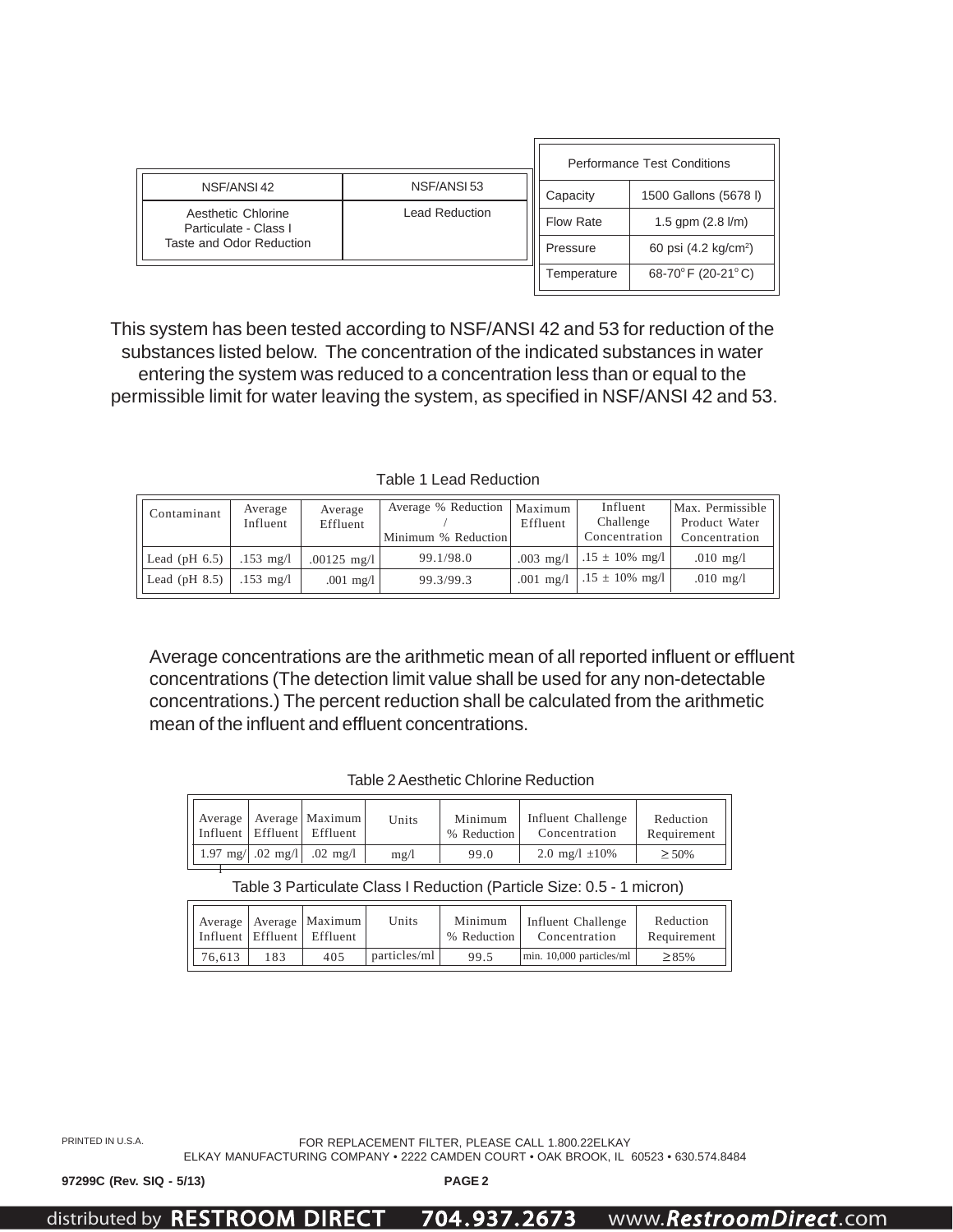| NSF/ANSI 42 | NSF/ANSI 53 |
|---|---|
| Aesthetic Chlorine<br>Particulate - Class I<br>Taste and Odor Reduction | Lead Reduction |

| Performance Test Conditions | |
|---|---|
| Capacity | 1500 Gallons (5678 l) |
| Flow Rate | 1.5 gpm (2.8 l/m) |
| Pressure | 60 psi (4.2 kg/cm²) |
| Temperature | 68-70°F (20-21°C) |

This system has been tested according to NSF/ANSI 42 and 53 for reduction of the substances listed below. The concentration of the indicated substances in water entering the system was reduced to a concentration less than or equal to the permissible limit for water leaving the system, as specified in NSF/ANSI 42 and 53.

Table 1 Lead Reduction

| Contaminant | Average Influent | Average Effluent | Average % Reduction / Minimum % Reduction | Maximum Effluent | Influent Challenge Concentration | Max. Permissible Product Water Concentration |
|---|---|---|---|---|---|---|
| Lead (pH 6.5) | .153 mg/l | .00125 mg/l | 99.1/98.0 | .003 mg/l | .15 ± 10% mg/l | .010 mg/l |
| Lead (pH 8.5) | .153 mg/l | .001 mg/l | 99.3/99.3 | .001 mg/l | .15 ± 10% mg/l | .010 mg/l |

Average concentrations are the arithmetic mean of all reported influent or effluent concentrations (The detection limit value shall be used for any non-detectable concentrations.) The percent reduction shall be calculated from the arithmetic mean of the influent and effluent concentrations.

Table 2 Aesthetic Chlorine Reduction

| Average Influent | Average Effluent | Maximum Effluent | Units | Minimum % Reduction | Influent Challenge Concentration | Reduction Requirement |
|---|---|---|---|---|---|---|
| 1.97 mg/l | .02 mg/l | .02 mg/l | mg/l | 99.0 | 2.0 mg/l ±10% | ≥ 50% |

Table 3 Particulate Class I Reduction (Particle Size: 0.5 - 1 micron)

| Average Influent | Average Effluent | Maximum Effluent | Units | Minimum % Reduction | Influent Challenge Concentration | Reduction Requirement |
|---|---|---|---|---|---|---|
| 76,613 | 183 | 405 | particles/ml | 99.5 | min. 10,000 particles/ml | ≥85% |

PRINTED IN U.S.A.

FOR REPLACEMENT FILTER, PLEASE CALL 1.800.22ELKAY
ELKAY MANUFACTURING COMPANY • 2222 CAMDEN COURT • OAK BROOK, IL 60523 • 630.574.8484

**97299C (Rev. SIQ - 5/13)**

distributed by RESTROOM DIRECT 704.937.2673 www.RestroomDirect.com